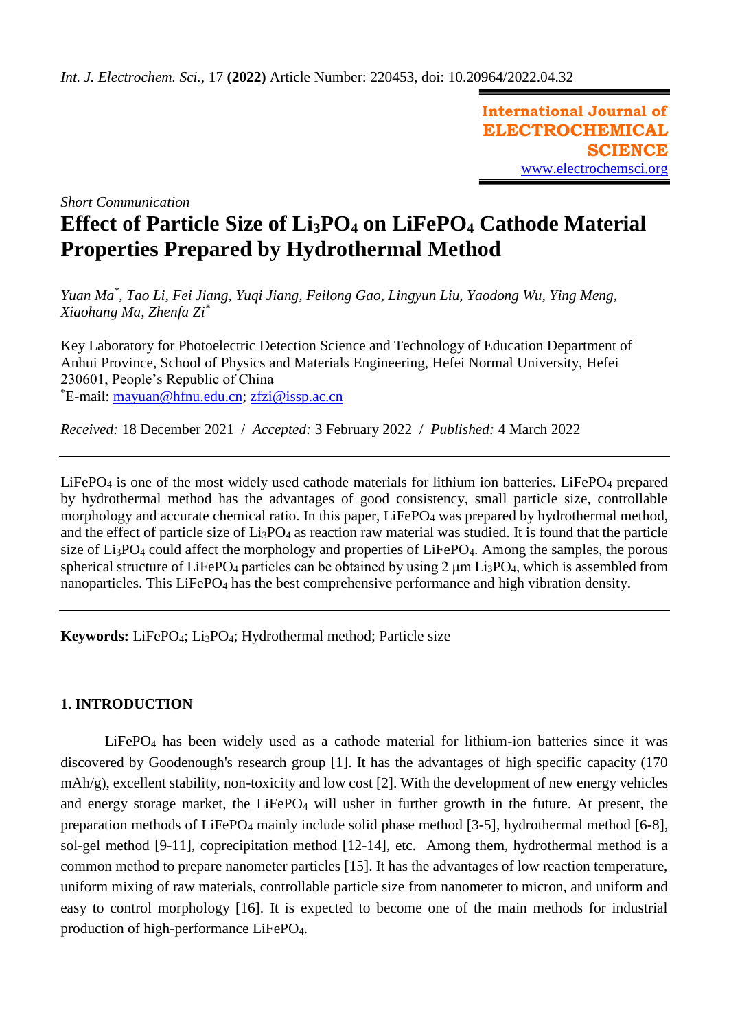Short Communication

# Effect of Particle Size of $Li_3PO_4$ on $LiFePO_4$ Cathode Material Properties Prepared by Hydrothermal Method

*Yuan Ma*[*]*, Tao Li, Fei Jiang, Yuqi Jiang, Feilong Gao, Lingyun Liu, Yaodong Wu, Ying Meng, Xiaohang Ma, Zhenfa Zi*[*]

Key Laboratory for Photoelectric Detection Science and Technology of Education Department of Anhui Province, School of Physics and Materials Engineering, Hefei Normal University, Hefei 230601, People's Republic of China
[*]E-mail: mayuan@hfnu.edu.cn; zfzi@issp.ac.cn

*Received:* 18 December 2021 / *Accepted:* 3 February 2022 / *Published:* 4 March 2022

---

$LiFePO_4$ is one of the most widely used cathode materials for lithium ion batteries. $LiFePO_4$ prepared by hydrothermal method has the advantages of good consistency, small particle size, controllable morphology and accurate chemical ratio. In this paper, $LiFePO_4$ was prepared by hydrothermal method, and the effect of particle size of $Li_3PO_4$ as reaction raw material was studied. It is found that the particle size of $Li_3PO_4$ could affect the morphology and properties of $LiFePO_4$. Among the samples, the porous spherical structure of $LiFePO_4$ particles can be obtained by using 2 μm $Li_3PO_4$, which is assembled from nanoparticles. This $LiFePO_4$ has the best comprehensive performance and high vibration density.

---

**Keywords:** $LiFePO_4$; $Li_3PO_4$; Hydrothermal method; Particle size

## 1. INTRODUCTION

$LiFePO_4$ has been widely used as a cathode material for lithium-ion batteries since it was discovered by Goodenough's research group [1]. It has the advantages of high specific capacity (170 mAh/g), excellent stability, non-toxicity and low cost [2]. With the development of new energy vehicles and energy storage market, the $LiFePO_4$ will usher in further growth in the future. At present, the preparation methods of $LiFePO_4$ mainly include solid phase method [3-5], hydrothermal method [6-8], sol-gel method [9-11], coprecipitation method [12-14], etc. Among them, hydrothermal method is a common method to prepare nanometer particles [15]. It has the advantages of low reaction temperature, uniform mixing of raw materials, controllable particle size from nanometer to micron, and uniform and easy to control morphology [16]. It is expected to become one of the main methods for industrial production of high-performance $LiFePO_4$.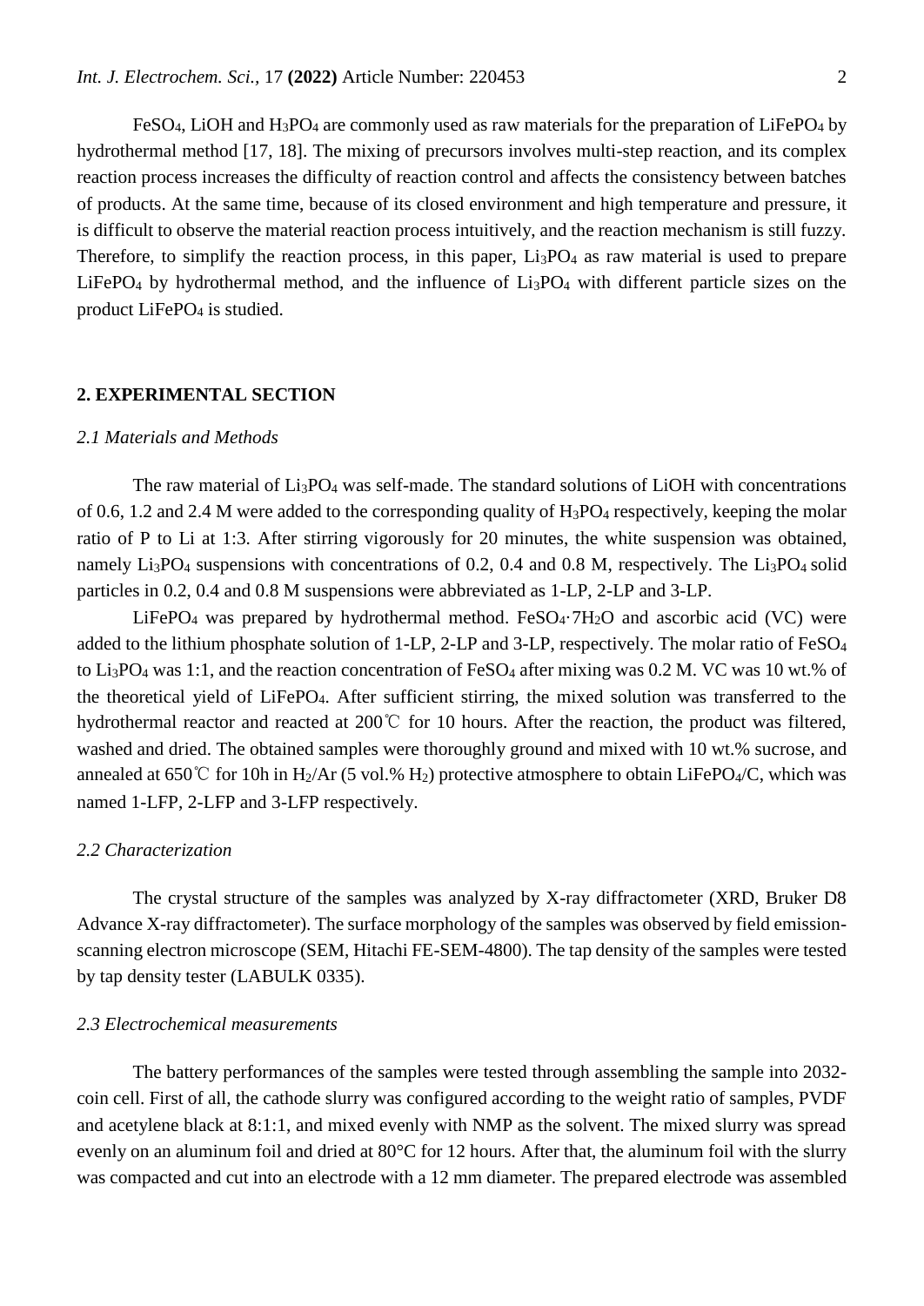$FeSO_4$, LiOH and $H_3PO_4$ are commonly used as raw materials for the preparation of $LiFePO_4$ by hydrothermal method [17, 18]. The mixing of precursors involves multi-step reaction, and its complex reaction process increases the difficulty of reaction control and affects the consistency between batches of products. At the same time, because of its closed environment and high temperature and pressure, it is difficult to observe the material reaction process intuitively, and the reaction mechanism is still fuzzy. Therefore, to simplify the reaction process, in this paper, $Li_3PO_4$ as raw material is used to prepare $LiFePO_4$ by hydrothermal method, and the influence of $Li_3PO_4$ with different particle sizes on the product $LiFePO_4$ is studied.

## 2. EXPERIMENTAL SECTION

### *2.1 Materials and Methods*

The raw material of $Li_3PO_4$ was self-made. The standard solutions of LiOH with concentrations of 0.6, 1.2 and 2.4 M were added to the corresponding quality of $H_3PO_4$ respectively, keeping the molar ratio of P to Li at 1:3. After stirring vigorously for 20 minutes, the white suspension was obtained, namely $Li_3PO_4$ suspensions with concentrations of 0.2, 0.4 and 0.8 M, respectively. The $Li_3PO_4$ solid particles in 0.2, 0.4 and 0.8 M suspensions were abbreviated as 1-LP, 2-LP and 3-LP.

$LiFePO_4$ was prepared by hydrothermal method. $FeSO_4 \cdot 7H_2O$ and ascorbic acid (VC) were added to the lithium phosphate solution of 1-LP, 2-LP and 3-LP, respectively. The molar ratio of $FeSO_4$ to $Li_3PO_4$ was 1:1, and the reaction concentration of $FeSO_4$ after mixing was 0.2 M. VC was 10 wt.% of the theoretical yield of $LiFePO_4$. After sufficient stirring, the mixed solution was transferred to the hydrothermal reactor and reacted at 200℃ for 10 hours. After the reaction, the product was filtered, washed and dried. The obtained samples were thoroughly ground and mixed with 10 wt.% sucrose, and annealed at 650℃ for 10h in $H_2$/Ar (5 vol.% $H_2$) protective atmosphere to obtain $LiFePO_4$/C, which was named 1-LFP, 2-LFP and 3-LFP respectively.

### *2.2 Characterization*

The crystal structure of the samples was analyzed by X-ray diffractometer (XRD, Bruker D8 Advance X-ray diffractometer). The surface morphology of the samples was observed by field emission-scanning electron microscope (SEM, Hitachi FE-SEM-4800). The tap density of the samples were tested by tap density tester (LABULK 0335).

### *2.3 Electrochemical measurements*

The battery performances of the samples were tested through assembling the sample into 2032-coin cell. First of all, the cathode slurry was configured according to the weight ratio of samples, PVDF and acetylene black at 8:1:1, and mixed evenly with NMP as the solvent. The mixed slurry was spread evenly on an aluminum foil and dried at 80°C for 12 hours. After that, the aluminum foil with the slurry was compacted and cut into an electrode with a 12 mm diameter. The prepared electrode was assembled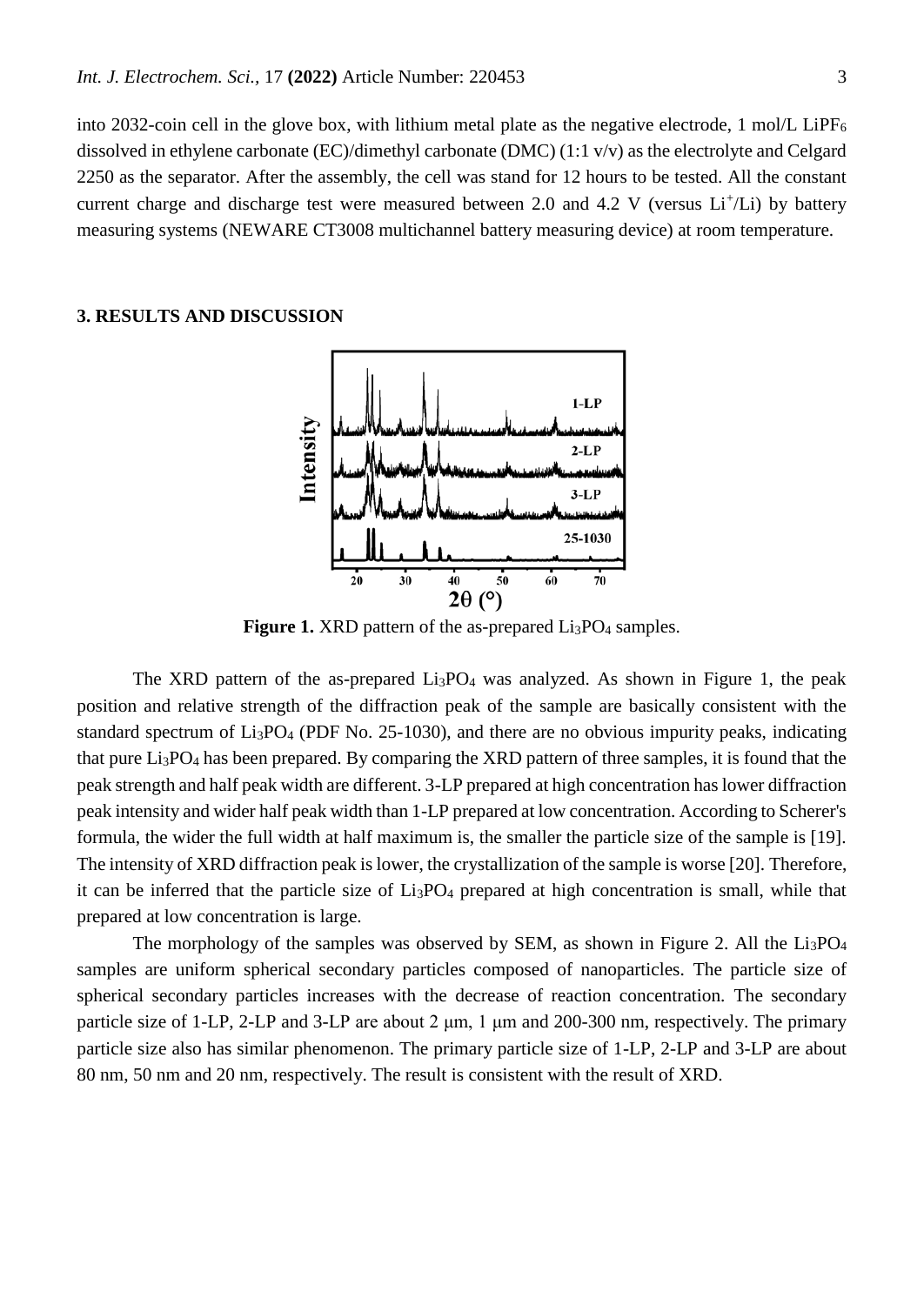into 2032-coin cell in the glove box, with lithium metal plate as the negative electrode, 1 mol/L $LiPF_6$ dissolved in ethylene carbonate (EC)/dimethyl carbonate (DMC) (1:1 v/v) as the electrolyte and Celgard 2250 as the separator. After the assembly, the cell was stand for 12 hours to be tested. All the constant current charge and discharge test were measured between 2.0 and 4.2 V (versus $Li^+$/Li) by battery measuring systems (NEWARE CT3008 multichannel battery measuring device) at room temperature.

## 3. RESULTS AND DISCUSSION

**Figure 1.** XRD pattern of the as-prepared $Li_3PO_4$ samples.

The XRD pattern of the as-prepared $Li_3PO_4$ was analyzed. As shown in Figure 1, the peak position and relative strength of the diffraction peak of the sample are basically consistent with the standard spectrum of $Li_3PO_4$ (PDF No. 25-1030), and there are no obvious impurity peaks, indicating that pure $Li_3PO_4$ has been prepared. By comparing the XRD pattern of three samples, it is found that the peak strength and half peak width are different. 3-LP prepared at high concentration has lower diffraction peak intensity and wider half peak width than 1-LP prepared at low concentration. According to Scherer's formula, the wider the full width at half maximum is, the smaller the particle size of the sample is [19]. The intensity of XRD diffraction peak is lower, the crystallization of the sample is worse [20]. Therefore, it can be inferred that the particle size of $Li_3PO_4$ prepared at high concentration is small, while that prepared at low concentration is large.

The morphology of the samples was observed by SEM, as shown in Figure 2. All the $Li_3PO_4$ samples are uniform spherical secondary particles composed of nanoparticles. The particle size of spherical secondary particles increases with the decrease of reaction concentration. The secondary particle size of 1-LP, 2-LP and 3-LP are about 2 μm, 1 μm and 200-300 nm, respectively. The primary particle size also has similar phenomenon. The primary particle size of 1-LP, 2-LP and 3-LP are about 80 nm, 50 nm and 20 nm, respectively. The result is consistent with the result of XRD.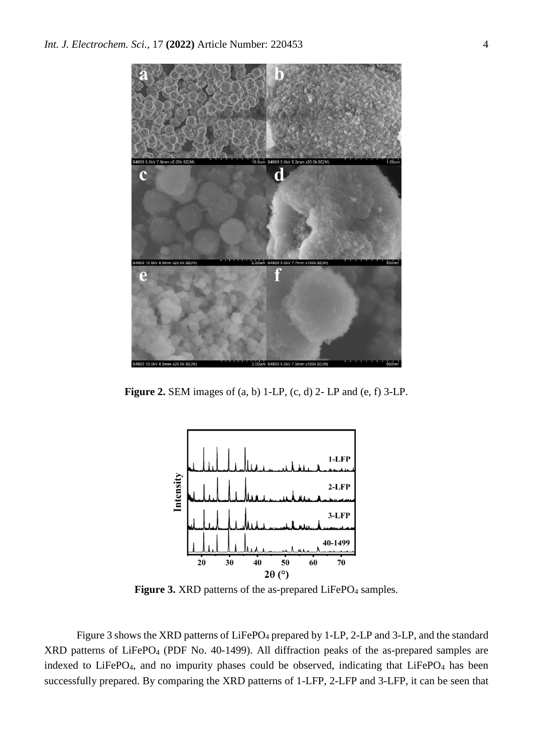**Figure 2.** SEM images of (a, b) 1-LP, (c, d) 2- LP and (e, f) 3-LP.

**Figure 3.** XRD patterns of the as-prepared $LiFePO_4$ samples.

Figure 3 shows the XRD patterns of $LiFePO_4$ prepared by 1-LP, 2-LP and 3-LP, and the standard XRD patterns of $LiFePO_4$ (PDF No. 40-1499). All diffraction peaks of the as-prepared samples are indexed to $LiFePO_4$, and no impurity phases could be observed, indicating that $LiFePO_4$ has been successfully prepared. By comparing the XRD patterns of 1-LFP, 2-LFP and 3-LFP, it can be seen that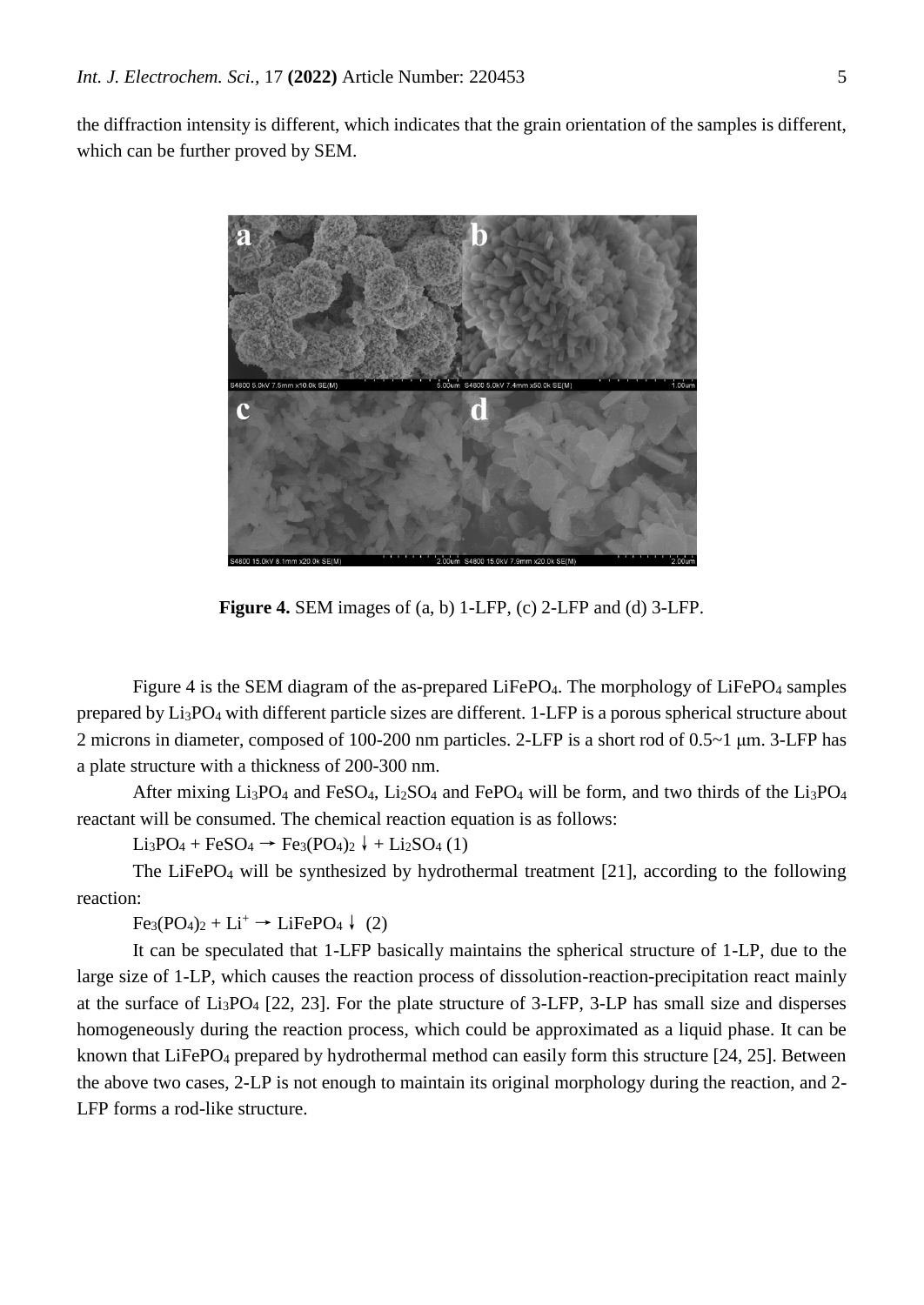the diffraction intensity is different, which indicates that the grain orientation of the samples is different, which can be further proved by SEM.

**Figure 4.** SEM images of (a, b) 1-LFP, (c) 2-LFP and (d) 3-LFP.

Figure 4 is the SEM diagram of the as-prepared $LiFePO_4$. The morphology of $LiFePO_4$ samples prepared by $Li_3PO_4$ with different particle sizes are different. 1-LFP is a porous spherical structure about 2 microns in diameter, composed of 100-200 nm particles. 2-LFP is a short rod of 0.5~1 μm. 3-LFP has a plate structure with a thickness of 200-300 nm.

After mixing $Li_3PO_4$ and $FeSO_4$, $Li_2SO_4$ and $FePO_4$ will be form, and two thirds of the $Li_3PO_4$ reactant will be consumed. The chemical reaction equation is as follows:

$Li_3PO_4 + FeSO_4 \rightarrow Fe_3(PO_4)_2\downarrow + Li_2SO_4$ (1)

The $LiFePO_4$ will be synthesized by hydrothermal treatment [21], according to the following reaction:

$Fe_3(PO_4)_2 + Li^+ \rightarrow LiFePO_4\downarrow$ (2)

It can be speculated that 1-LFP basically maintains the spherical structure of 1-LP, due to the large size of 1-LP, which causes the reaction process of dissolution-reaction-precipitation react mainly at the surface of $Li_3PO_4$ [22, 23]. For the plate structure of 3-LFP, 3-LP has small size and disperses homogeneously during the reaction process, which could be approximated as a liquid phase. It can be known that $LiFePO_4$ prepared by hydrothermal method can easily form this structure [24, 25]. Between the above two cases, 2-LP is not enough to maintain its original morphology during the reaction, and 2-LFP forms a rod-like structure.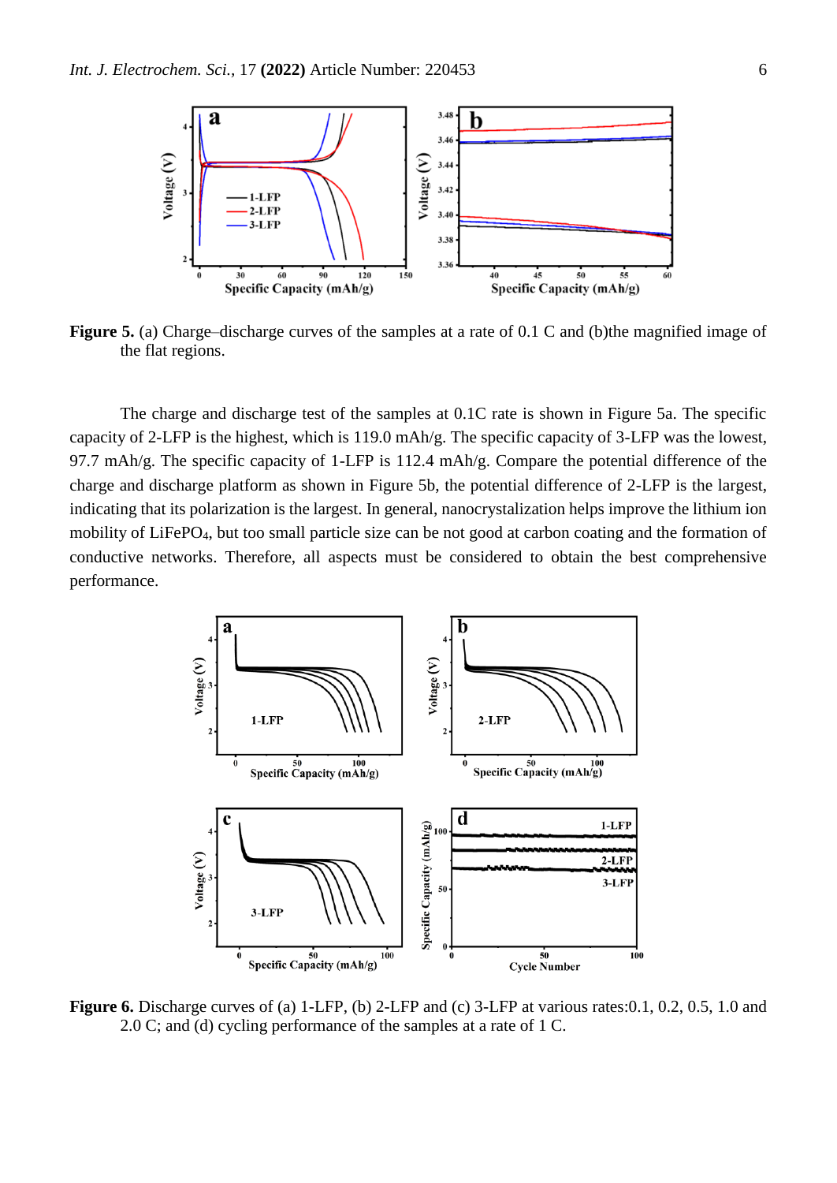**Figure 5.** (a) Charge–discharge curves of the samples at a rate of 0.1 C and (b)the magnified image of the flat regions.

The charge and discharge test of the samples at 0.1C rate is shown in Figure 5a. The specific capacity of 2-LFP is the highest, which is 119.0 mAh/g. The specific capacity of 3-LFP was the lowest, 97.7 mAh/g. The specific capacity of 1-LFP is 112.4 mAh/g. Compare the potential difference of the charge and discharge platform as shown in Figure 5b, the potential difference of 2-LFP is the largest, indicating that its polarization is the largest. In general, nanocrystalization helps improve the lithium ion mobility of $LiFePO_4$, but too small particle size can be not good at carbon coating and the formation of conductive networks. Therefore, all aspects must be considered to obtain the best comprehensive performance.

**Figure 6.** Discharge curves of (a) 1-LFP, (b) 2-LFP and (c) 3-LFP at various rates:0.1, 0.2, 0.5, 1.0 and 2.0 C; and (d) cycling performance of the samples at a rate of 1 C.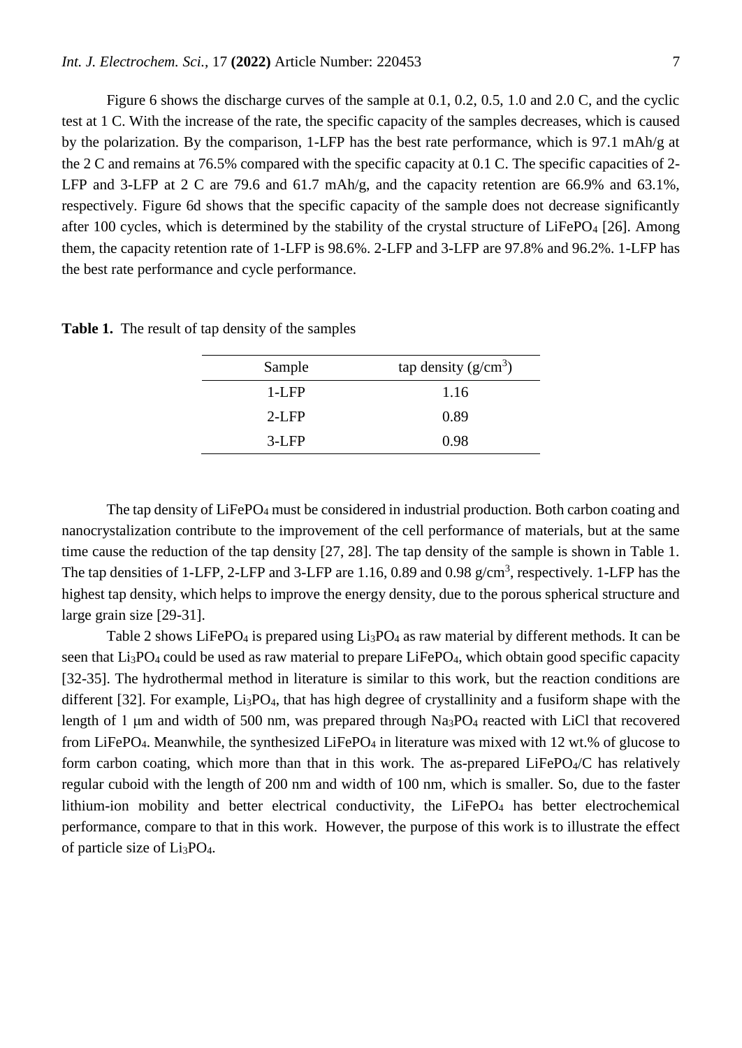Figure 6 shows the discharge curves of the sample at 0.1, 0.2, 0.5, 1.0 and 2.0 C, and the cyclic test at 1 C. With the increase of the rate, the specific capacity of the samples decreases, which is caused by the polarization. By the comparison, 1-LFP has the best rate performance, which is 97.1 mAh/g at the 2 C and remains at 76.5% compared with the specific capacity at 0.1 C. The specific capacities of 2-LFP and 3-LFP at 2 C are 79.6 and 61.7 mAh/g, and the capacity retention are 66.9% and 63.1%, respectively. Figure 6d shows that the specific capacity of the sample does not decrease significantly after 100 cycles, which is determined by the stability of the crystal structure of $LiFePO_4$ [26]. Among them, the capacity retention rate of 1-LFP is 98.6%. 2-LFP and 3-LFP are 97.8% and 96.2%. 1-LFP has the best rate performance and cycle performance.

**Table 1.** The result of tap density of the samples

| Sample | tap density ($g/cm^3$) |
|---|---|
| 1-LFP | 1.16 |
| 2-LFP | 0.89 |
| 3-LFP | 0.98 |

The tap density of $LiFePO_4$ must be considered in industrial production. Both carbon coating and nanocrystalization contribute to the improvement of the cell performance of materials, but at the same time cause the reduction of the tap density [27, 28]. The tap density of the sample is shown in Table 1. The tap densities of 1-LFP, 2-LFP and 3-LFP are 1.16, 0.89 and 0.98 $g/cm^3$, respectively. 1-LFP has the highest tap density, which helps to improve the energy density, due to the porous spherical structure and large grain size [29-31].

Table 2 shows $LiFePO_4$ is prepared using $Li_3PO_4$ as raw material by different methods. It can be seen that $Li_3PO_4$ could be used as raw material to prepare $LiFePO_4$, which obtain good specific capacity [32-35]. The hydrothermal method in literature is similar to this work, but the reaction conditions are different [32]. For example, $Li_3PO_4$, that has high degree of crystallinity and a fusiform shape with the length of 1 μm and width of 500 nm, was prepared through $Na_3PO_4$ reacted with LiCl that recovered from $LiFePO_4$. Meanwhile, the synthesized $LiFePO_4$ in literature was mixed with 12 wt.% of glucose to form carbon coating, which more than that in this work. The as-prepared $LiFePO_4$/C has relatively regular cuboid with the length of 200 nm and width of 100 nm, which is smaller. So, due to the faster lithium-ion mobility and better electrical conductivity, the $LiFePO_4$ has better electrochemical performance, compare to that in this work. However, the purpose of this work is to illustrate the effect of particle size of $Li_3PO_4$.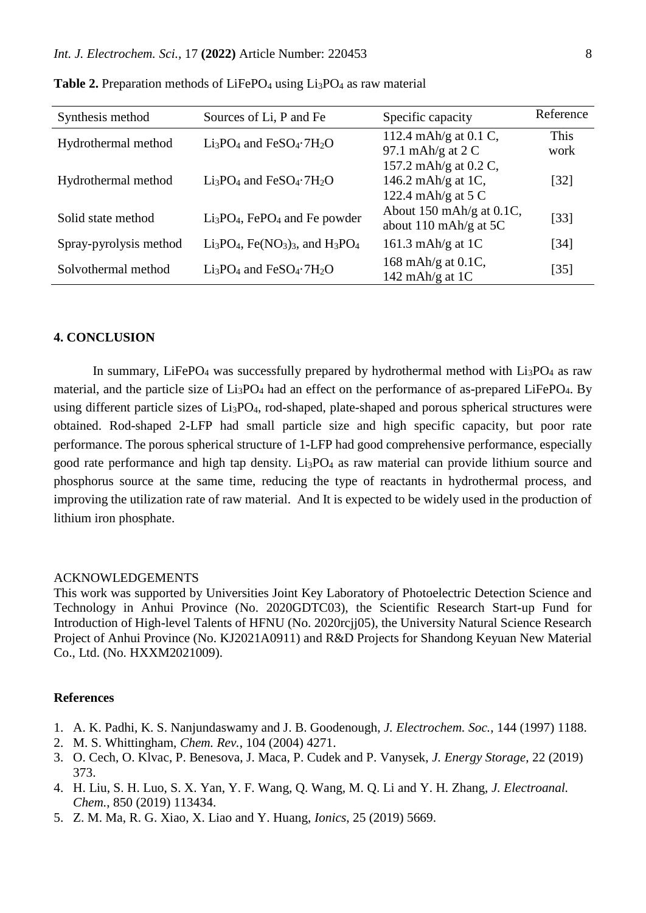**Table 2.** Preparation methods of $LiFePO_4$ using $Li_3PO_4$ as raw material

| Synthesis method | Sources of Li, P and Fe | Specific capacity | Reference |
|---|---|---|---|
| Hydrothermal method | $Li_3PO_4$ and $FeSO_4{\cdot}7H_2O$ | 112.4 mAh/g at 0.1 C, 97.1 mAh/g at 2 C | This work |
| Hydrothermal method | $Li_3PO_4$ and $FeSO_4{\cdot}7H_2O$ | 157.2 mAh/g at 0.2 C, 146.2 mAh/g at 1C, 122.4 mAh/g at 5 C | [32] |
| Solid state method | $Li_3PO_4$, $FePO_4$ and Fe powder | About 150 mAh/g at 0.1C, about 110 mAh/g at 5C | [33] |
| Spray-pyrolysis method | $Li_3PO_4$, $Fe(NO_3)_3$, and $H_3PO_4$ | 161.3 mAh/g at 1C | [34] |
| Solvothermal method | $Li_3PO_4$ and $FeSO_4{\cdot}7H_2O$ | 168 mAh/g at 0.1C, 142 mAh/g at 1C | [35] |

## 4. CONCLUSION

In summary, $LiFePO_4$ was successfully prepared by hydrothermal method with $Li_3PO_4$ as raw material, and the particle size of $Li_3PO_4$ had an effect on the performance of as-prepared $LiFePO_4$. By using different particle sizes of $Li_3PO_4$, rod-shaped, plate-shaped and porous spherical structures were obtained. Rod-shaped 2-LFP had small particle size and high specific capacity, but poor rate performance. The porous spherical structure of 1-LFP had good comprehensive performance, especially good rate performance and high tap density. $Li_3PO_4$ as raw material can provide lithium source and phosphorus source at the same time, reducing the type of reactants in hydrothermal process, and improving the utilization rate of raw material. And It is expected to be widely used in the production of lithium iron phosphate.

ACKNOWLEDGEMENTS

This work was supported by Universities Joint Key Laboratory of Photoelectric Detection Science and Technology in Anhui Province (No. 2020GDTC03), the Scientific Research Start-up Fund for Introduction of High-level Talents of HFNU (No. 2020rcjj05), the University Natural Science Research Project of Anhui Province (No. KJ2021A0911) and R&D Projects for Shandong Keyuan New Material Co., Ltd. (No. HXXM2021009).

## References

1. A. K. Padhi, K. S. Nanjundaswamy and J. B. Goodenough, *J. Electrochem. Soc.*, 144 (1997) 1188.
2. M. S. Whittingham, *Chem. Rev.*, 104 (2004) 4271.
3. O. Cech, O. Klvac, P. Benesova, J. Maca, P. Cudek and P. Vanysek, *J. Energy Storage*, 22 (2019) 373.
4. H. Liu, S. H. Luo, S. X. Yan, Y. F. Wang, Q. Wang, M. Q. Li and Y. H. Zhang, *J. Electroanal. Chem.*, 850 (2019) 113434.
5. Z. M. Ma, R. G. Xiao, X. Liao and Y. Huang, *Ionics*, 25 (2019) 5669.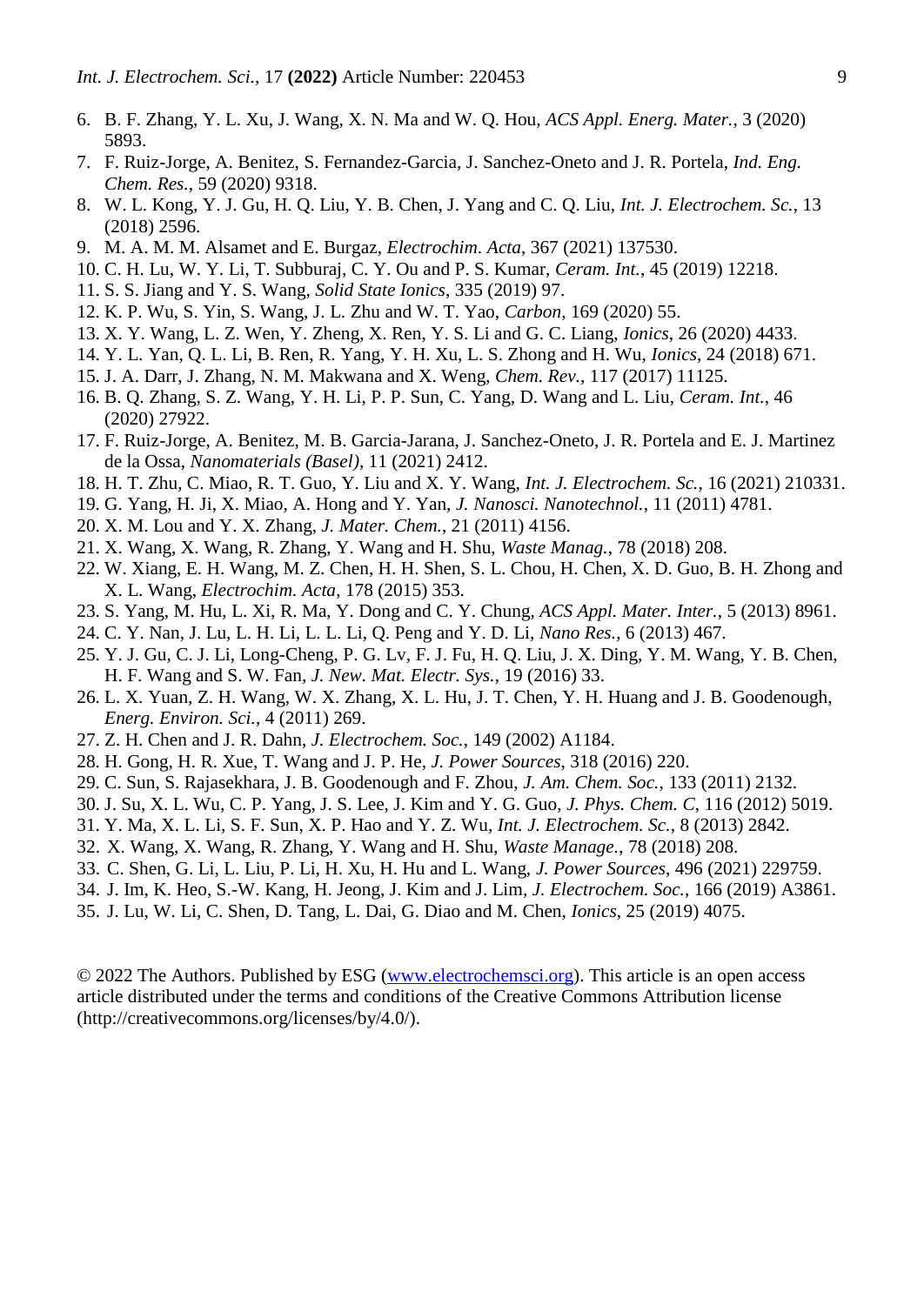6. B. F. Zhang, Y. L. Xu, J. Wang, X. N. Ma and W. Q. Hou, *ACS Appl. Energ. Mater.*, 3 (2020) 5893.
7. F. Ruiz-Jorge, A. Benitez, S. Fernandez-Garcia, J. Sanchez-Oneto and J. R. Portela, *Ind. Eng. Chem. Res.*, 59 (2020) 9318.
8. W. L. Kong, Y. J. Gu, H. Q. Liu, Y. B. Chen, J. Yang and C. Q. Liu, *Int. J. Electrochem. Sc.*, 13 (2018) 2596.
9. M. A. M. M. Alsamet and E. Burgaz, *Electrochim. Acta*, 367 (2021) 137530.
10. C. H. Lu, W. Y. Li, T. Subburaj, C. Y. Ou and P. S. Kumar, *Ceram. Int.*, 45 (2019) 12218.
11. S. S. Jiang and Y. S. Wang, *Solid State Ionics*, 335 (2019) 97.
12. K. P. Wu, S. Yin, S. Wang, J. L. Zhu and W. T. Yao, *Carbon*, 169 (2020) 55.
13. X. Y. Wang, L. Z. Wen, Y. Zheng, X. Ren, Y. S. Li and G. C. Liang, *Ionics*, 26 (2020) 4433.
14. Y. L. Yan, Q. L. Li, B. Ren, R. Yang, Y. H. Xu, L. S. Zhong and H. Wu, *Ionics*, 24 (2018) 671.
15. J. A. Darr, J. Zhang, N. M. Makwana and X. Weng, *Chem. Rev.*, 117 (2017) 11125.
16. B. Q. Zhang, S. Z. Wang, Y. H. Li, P. P. Sun, C. Yang, D. Wang and L. Liu, *Ceram. Int.*, 46 (2020) 27922.
17. F. Ruiz-Jorge, A. Benitez, M. B. Garcia-Jarana, J. Sanchez-Oneto, J. R. Portela and E. J. Martinez de la Ossa, *Nanomaterials (Basel)*, 11 (2021) 2412.
18. H. T. Zhu, C. Miao, R. T. Guo, Y. Liu and X. Y. Wang, *Int. J. Electrochem. Sc.*, 16 (2021) 210331.
19. G. Yang, H. Ji, X. Miao, A. Hong and Y. Yan, *J. Nanosci. Nanotechnol.*, 11 (2011) 4781.
20. X. M. Lou and Y. X. Zhang, *J. Mater. Chem.*, 21 (2011) 4156.
21. X. Wang, X. Wang, R. Zhang, Y. Wang and H. Shu, *Waste Manag.*, 78 (2018) 208.
22. W. Xiang, E. H. Wang, M. Z. Chen, H. H. Shen, S. L. Chou, H. Chen, X. D. Guo, B. H. Zhong and X. L. Wang, *Electrochim. Acta*, 178 (2015) 353.
23. S. Yang, M. Hu, L. Xi, R. Ma, Y. Dong and C. Y. Chung, *ACS Appl. Mater. Inter.*, 5 (2013) 8961.
24. C. Y. Nan, J. Lu, L. H. Li, L. L. Li, Q. Peng and Y. D. Li, *Nano Res.*, 6 (2013) 467.
25. Y. J. Gu, C. J. Li, Long-Cheng, P. G. Lv, F. J. Fu, H. Q. Liu, J. X. Ding, Y. M. Wang, Y. B. Chen, H. F. Wang and S. W. Fan, *J. New. Mat. Electr. Sys.*, 19 (2016) 33.
26. L. X. Yuan, Z. H. Wang, W. X. Zhang, X. L. Hu, J. T. Chen, Y. H. Huang and J. B. Goodenough, *Energ. Environ. Sci.*, 4 (2011) 269.
27. Z. H. Chen and J. R. Dahn, *J. Electrochem. Soc.*, 149 (2002) A1184.
28. H. Gong, H. R. Xue, T. Wang and J. P. He, *J. Power Sources*, 318 (2016) 220.
29. C. Sun, S. Rajasekhara, J. B. Goodenough and F. Zhou, *J. Am. Chem. Soc.*, 133 (2011) 2132.
30. J. Su, X. L. Wu, C. P. Yang, J. S. Lee, J. Kim and Y. G. Guo, *J. Phys. Chem. C*, 116 (2012) 5019.
31. Y. Ma, X. L. Li, S. F. Sun, X. P. Hao and Y. Z. Wu, *Int. J. Electrochem. Sc.*, 8 (2013) 2842.
32. X. Wang, X. Wang, R. Zhang, Y. Wang and H. Shu, *Waste Manage.*, 78 (2018) 208.
33. C. Shen, G. Li, L. Liu, P. Li, H. Xu, H. Hu and L. Wang, *J. Power Sources*, 496 (2021) 229759.
34. J. Im, K. Heo, S.-W. Kang, H. Jeong, J. Kim and J. Lim, *J. Electrochem. Soc.*, 166 (2019) A3861.
35. J. Lu, W. Li, C. Shen, D. Tang, L. Dai, G. Diao and M. Chen, *Ionics*, 25 (2019) 4075.

© 2022 The Authors. Published by ESG (www.electrochemsci.org). This article is an open access article distributed under the terms and conditions of the Creative Commons Attribution license (http://creativecommons.org/licenses/by/4.0/).